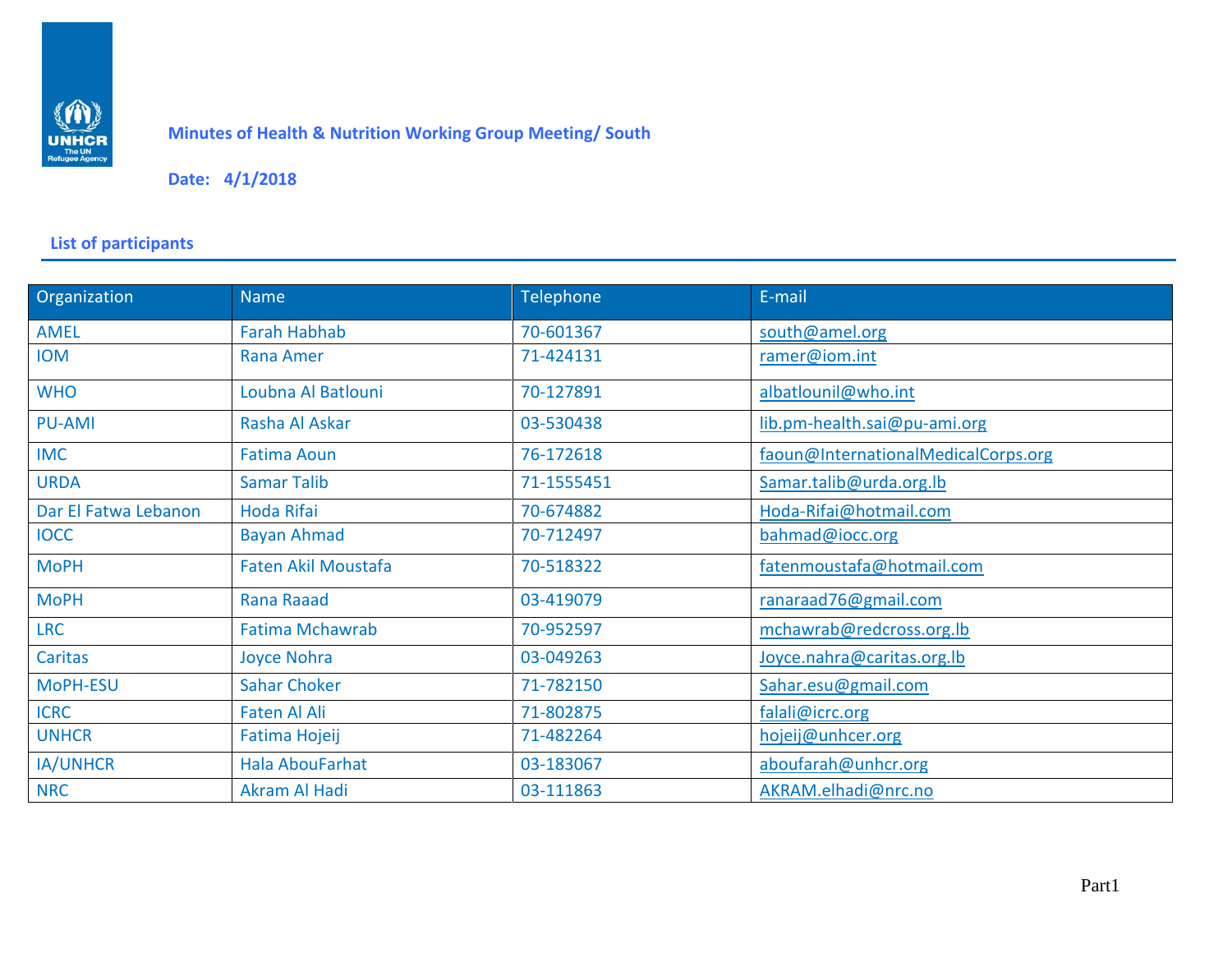# Minutes of Health & Nutrition Working Group Meeting/ South

**Date: 4/1/2018**

## List of participants

| Organization | Name | Telephone | E-mail |
|---|---|---|---|
| AMEL | Farah Habhab | 70-601367 | south@amel.org |
| IOM | Rana Amer | 71-424131 | ramer@iom.int |
| WHO | Loubna Al Batlouni | 70-127891 | albatlounil@who.int |
| PU-AMI | Rasha Al Askar | 03-530438 | lib.pm-health.sai@pu-ami.org |
| IMC | Fatima Aoun | 76-172618 | faoun@InternationalMedicalCorps.org |
| URDA | Samar Talib | 71-1555451 | Samar.talib@urda.org.lb |
| Dar El Fatwa Lebanon | Hoda Rifai | 70-674882 | Hoda-Rifai@hotmail.com |
| IOCC | Bayan Ahmad | 70-712497 | bahmad@iocc.org |
| MoPH | Faten Akil Moustafa | 70-518322 | fatenmoustafa@hotmail.com |
| MoPH | Rana Raaad | 03-419079 | ranaraad76@gmail.com |
| LRC | Fatima Mchawrab | 70-952597 | mchawrab@redcross.org.lb |
| Caritas | Joyce Nohra | 03-049263 | Joyce.nahra@caritas.org.lb |
| MoPH-ESU | Sahar Choker | 71-782150 | Sahar.esu@gmail.com |
| ICRC | Faten Al Ali | 71-802875 | falali@icrc.org |
| UNHCR | Fatima Hojeij | 71-482264 | hojeij@unhcer.org |
| IA/UNHCR | Hala AbouFarhat | 03-183067 | aboufarah@unhcr.org |
| NRC | Akram Al Hadi | 03-111863 | AKRAM.elhadi@nrc.no |

Part1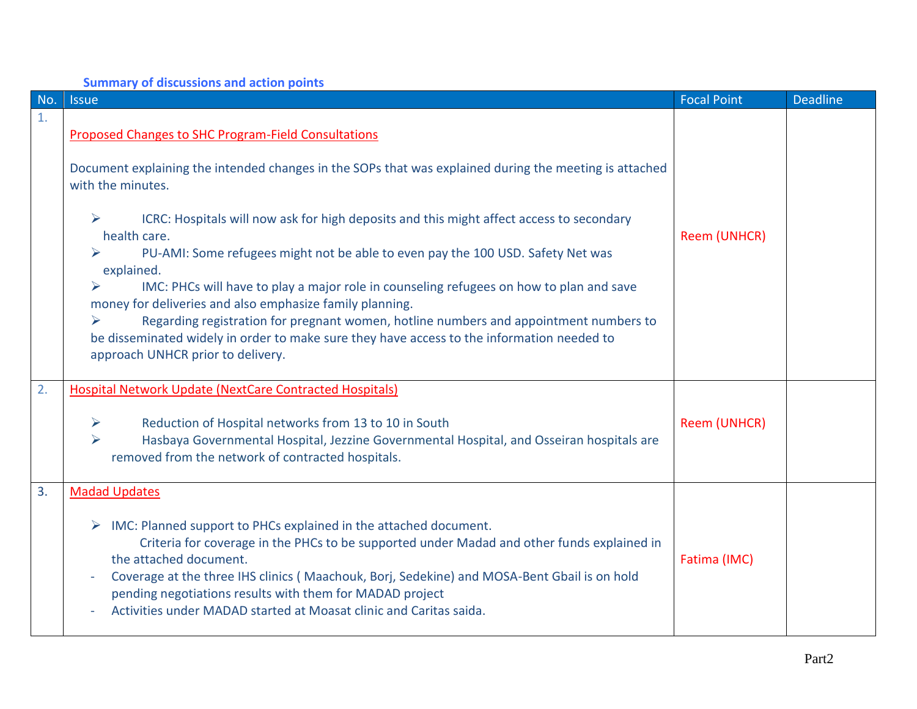**Summary of discussions and action points**

| No. | Issue | Focal Point | Deadline |
|---|---|---|---|
| 1. | Proposed Changes to SHC Program-Field Consultations<br><br>Document explaining the intended changes in the SOPs that was explained during the meeting is attached with the minutes.<br><br>➢ ICRC: Hospitals will now ask for high deposits and this might affect access to secondary health care.<br>➢ PU-AMI: Some refugees might not be able to even pay the 100 USD. Safety Net was explained.<br>➢ IMC: PHCs will have to play a major role in counseling refugees on how to plan and save money for deliveries and also emphasize family planning.<br>➢ Regarding registration for pregnant women, hotline numbers and appointment numbers to be disseminated widely in order to make sure they have access to the information needed to approach UNHCR prior to delivery. | Reem (UNHCR) | |
| 2. | Hospital Network Update (NextCare Contracted Hospitals)<br><br>➢ Reduction of Hospital networks from 13 to 10 in South<br>➢ Hasbaya Governmental Hospital, Jezzine Governmental Hospital, and Osseiran hospitals are removed from the network of contracted hospitals. | Reem (UNHCR) | |
| 3. | Madad Updates<br><br>➢ IMC: Planned support to PHCs explained in the attached document.<br>Criteria for coverage in the PHCs to be supported under Madad and other funds explained in the attached document.<br>- Coverage at the three IHS clinics ( Maachouk, Borj, Sedekine) and MOSA-Bent Gbail is on hold pending negotiations results with them for MADAD project<br>- Activities under MADAD started at Moasat clinic and Caritas saida. | Fatima (IMC) | |

Part2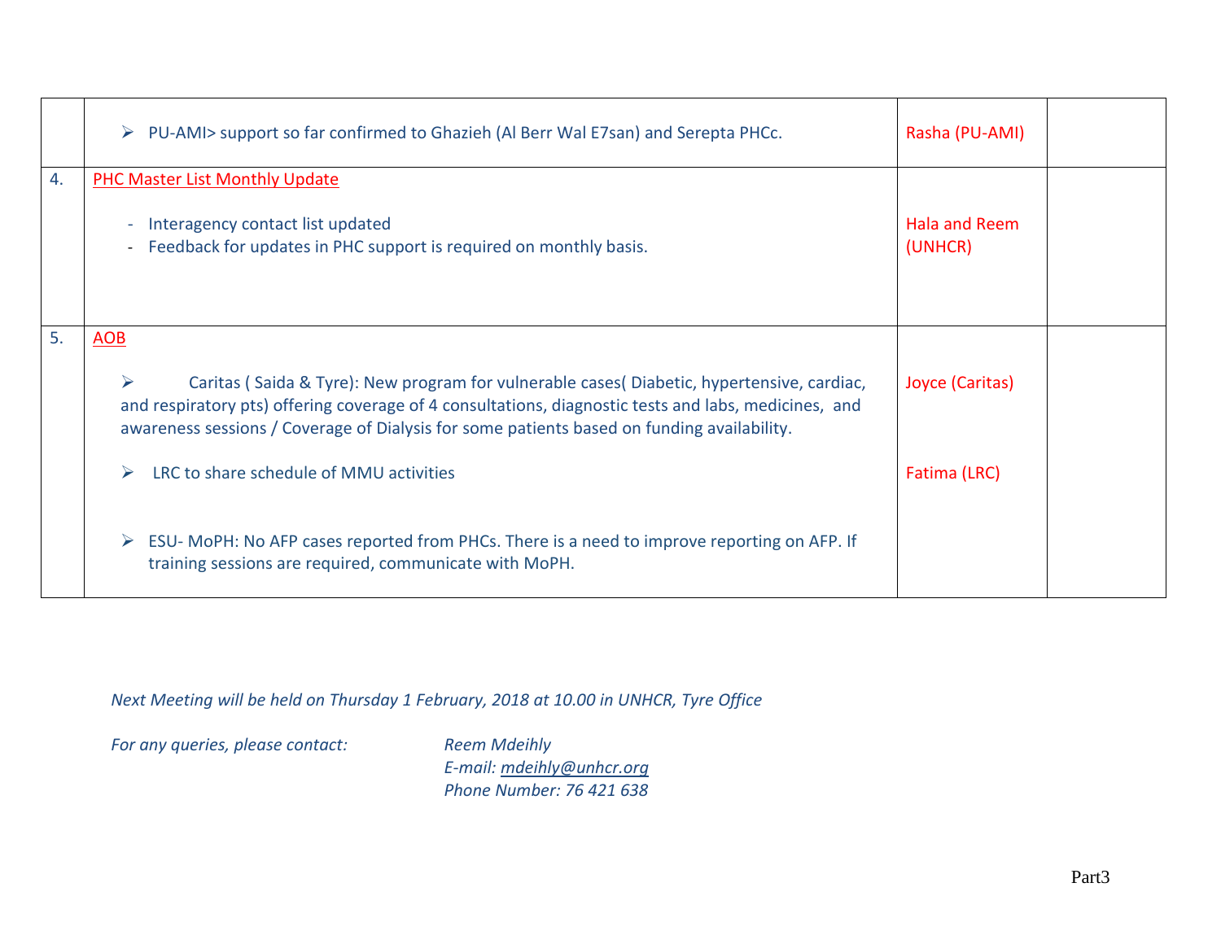| | | | |
|---|---|---|---|
| | ➢ PU-AMI> support so far confirmed to Ghazieh (Al Berr Wal E7san) and Serepta PHCc. | Rasha (PU-AMI) | |
| 4. | PHC Master List Monthly Update<br><br>- Interagency contact list updated<br>- Feedback for updates in PHC support is required on monthly basis. | Hala and Reem (UNHCR) | |
| 5. | AOB<br><br>➢ Caritas ( Saida & Tyre): New program for vulnerable cases( Diabetic, hypertensive, cardiac, and respiratory pts) offering coverage of 4 consultations, diagnostic tests and labs, medicines, and awareness sessions / Coverage of Dialysis for some patients based on funding availability.<br><br>➢ LRC to share schedule of MMU activities<br><br>➢ ESU- MoPH: No AFP cases reported from PHCs. There is a need to improve reporting on AFP. If training sessions are required, communicate with MoPH. | Joyce (Caritas)<br><br>Fatima (LRC) | |

*Next Meeting will be held on Thursday 1 February, 2018 at 10.00 in UNHCR, Tyre Office*

*For any queries, please contact:* *Reem Mdeihly*
*E-mail: mdeihly@unhcr.org*
*Phone Number: 76 421 638*

Part3